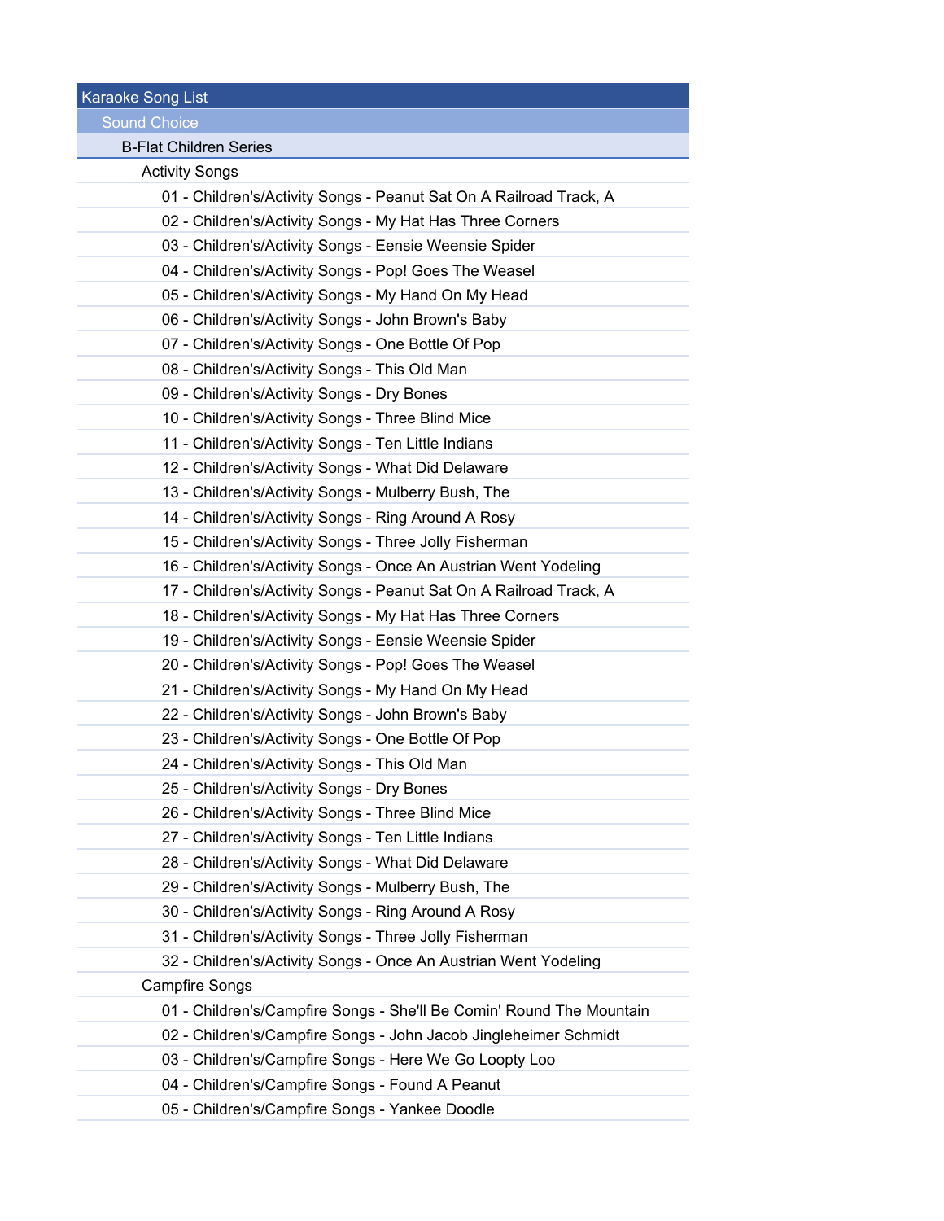# Karaoke Song List

## Sound Choice

### B-Flat Children Series

#### Activity Songs

- 01 - Children's/Activity Songs - Peanut Sat On A Railroad Track, A
- 02 - Children's/Activity Songs - My Hat Has Three Corners
- 03 - Children's/Activity Songs - Eensie Weensie Spider
- 04 - Children's/Activity Songs - Pop! Goes The Weasel
- 05 - Children's/Activity Songs - My Hand On My Head
- 06 - Children's/Activity Songs - John Brown's Baby
- 07 - Children's/Activity Songs - One Bottle Of Pop
- 08 - Children's/Activity Songs - This Old Man
- 09 - Children's/Activity Songs - Dry Bones
- 10 - Children's/Activity Songs - Three Blind Mice
- 11 - Children's/Activity Songs - Ten Little Indians
- 12 - Children's/Activity Songs - What Did Delaware
- 13 - Children's/Activity Songs - Mulberry Bush, The
- 14 - Children's/Activity Songs - Ring Around A Rosy
- 15 - Children's/Activity Songs - Three Jolly Fisherman
- 16 - Children's/Activity Songs - Once An Austrian Went Yodeling
- 17 - Children's/Activity Songs - Peanut Sat On A Railroad Track, A
- 18 - Children's/Activity Songs - My Hat Has Three Corners
- 19 - Children's/Activity Songs - Eensie Weensie Spider
- 20 - Children's/Activity Songs - Pop! Goes The Weasel
- 21 - Children's/Activity Songs - My Hand On My Head
- 22 - Children's/Activity Songs - John Brown's Baby
- 23 - Children's/Activity Songs - One Bottle Of Pop
- 24 - Children's/Activity Songs - This Old Man
- 25 - Children's/Activity Songs - Dry Bones
- 26 - Children's/Activity Songs - Three Blind Mice
- 27 - Children's/Activity Songs - Ten Little Indians
- 28 - Children's/Activity Songs - What Did Delaware
- 29 - Children's/Activity Songs - Mulberry Bush, The
- 30 - Children's/Activity Songs - Ring Around A Rosy
- 31 - Children's/Activity Songs - Three Jolly Fisherman
- 32 - Children's/Activity Songs - Once An Austrian Went Yodeling

#### Campfire Songs

- 01 - Children's/Campfire Songs - She'll Be Comin' Round The Mountain
- 02 - Children's/Campfire Songs - John Jacob Jingleheimer Schmidt
- 03 - Children's/Campfire Songs - Here We Go Loopty Loo
- 04 - Children's/Campfire Songs - Found A Peanut
- 05 - Children's/Campfire Songs - Yankee Doodle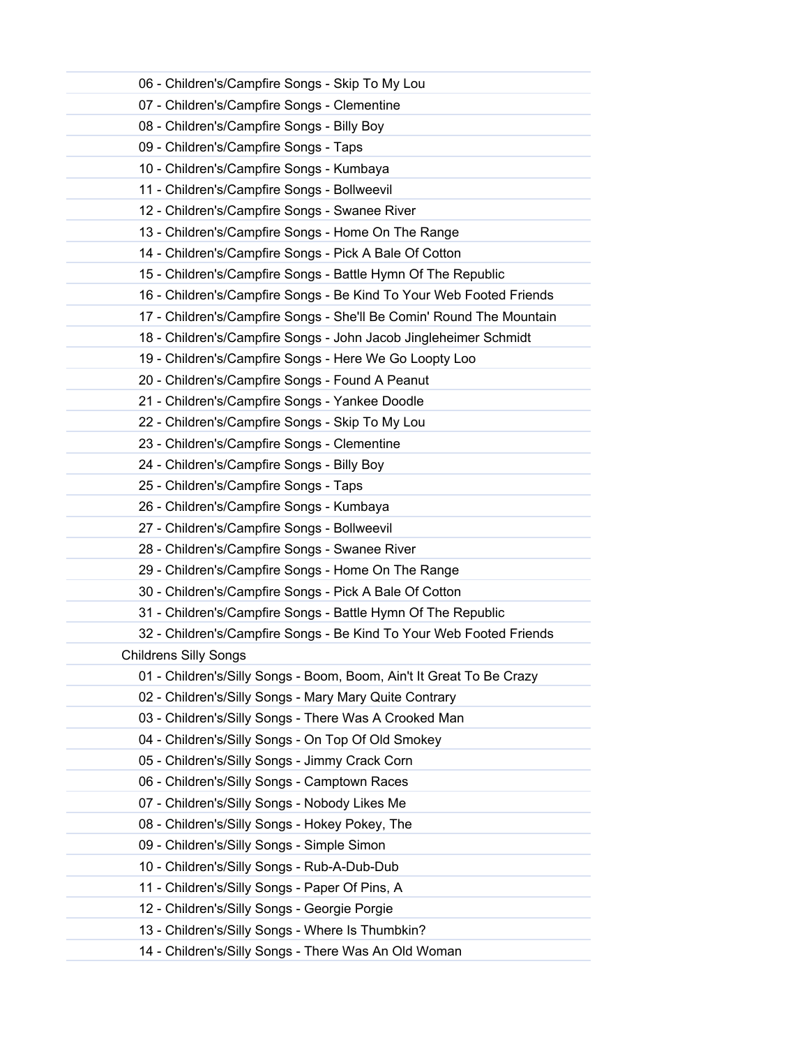06 - Children's/Campfire Songs - Skip To My Lou

07 - Children's/Campfire Songs - Clementine

08 - Children's/Campfire Songs - Billy Boy

09 - Children's/Campfire Songs - Taps

10 - Children's/Campfire Songs - Kumbaya

11 - Children's/Campfire Songs - Bollweevil

12 - Children's/Campfire Songs - Swanee River

13 - Children's/Campfire Songs - Home On The Range

14 - Children's/Campfire Songs - Pick A Bale Of Cotton

15 - Children's/Campfire Songs - Battle Hymn Of The Republic

16 - Children's/Campfire Songs - Be Kind To Your Web Footed Friends

17 - Children's/Campfire Songs - She'll Be Comin' Round The Mountain

18 - Children's/Campfire Songs - John Jacob Jingleheimer Schmidt

19 - Children's/Campfire Songs - Here We Go Loopty Loo

20 - Children's/Campfire Songs - Found A Peanut

21 - Children's/Campfire Songs - Yankee Doodle

22 - Children's/Campfire Songs - Skip To My Lou

23 - Children's/Campfire Songs - Clementine

24 - Children's/Campfire Songs - Billy Boy

25 - Children's/Campfire Songs - Taps

26 - Children's/Campfire Songs - Kumbaya

27 - Children's/Campfire Songs - Bollweevil

28 - Children's/Campfire Songs - Swanee River

29 - Children's/Campfire Songs - Home On The Range

30 - Children's/Campfire Songs - Pick A Bale Of Cotton

31 - Children's/Campfire Songs - Battle Hymn Of The Republic

32 - Children's/Campfire Songs - Be Kind To Your Web Footed Friends

Childrens Silly Songs

01 - Children's/Silly Songs - Boom, Boom, Ain't It Great To Be Crazy

02 - Children's/Silly Songs - Mary Mary Quite Contrary

03 - Children's/Silly Songs - There Was A Crooked Man

04 - Children's/Silly Songs - On Top Of Old Smokey

05 - Children's/Silly Songs - Jimmy Crack Corn

06 - Children's/Silly Songs - Camptown Races

07 - Children's/Silly Songs - Nobody Likes Me

08 - Children's/Silly Songs - Hokey Pokey, The

09 - Children's/Silly Songs - Simple Simon

10 - Children's/Silly Songs - Rub-A-Dub-Dub

11 - Children's/Silly Songs - Paper Of Pins, A

12 - Children's/Silly Songs - Georgie Porgie

13 - Children's/Silly Songs - Where Is Thumbkin?

14 - Children's/Silly Songs - There Was An Old Woman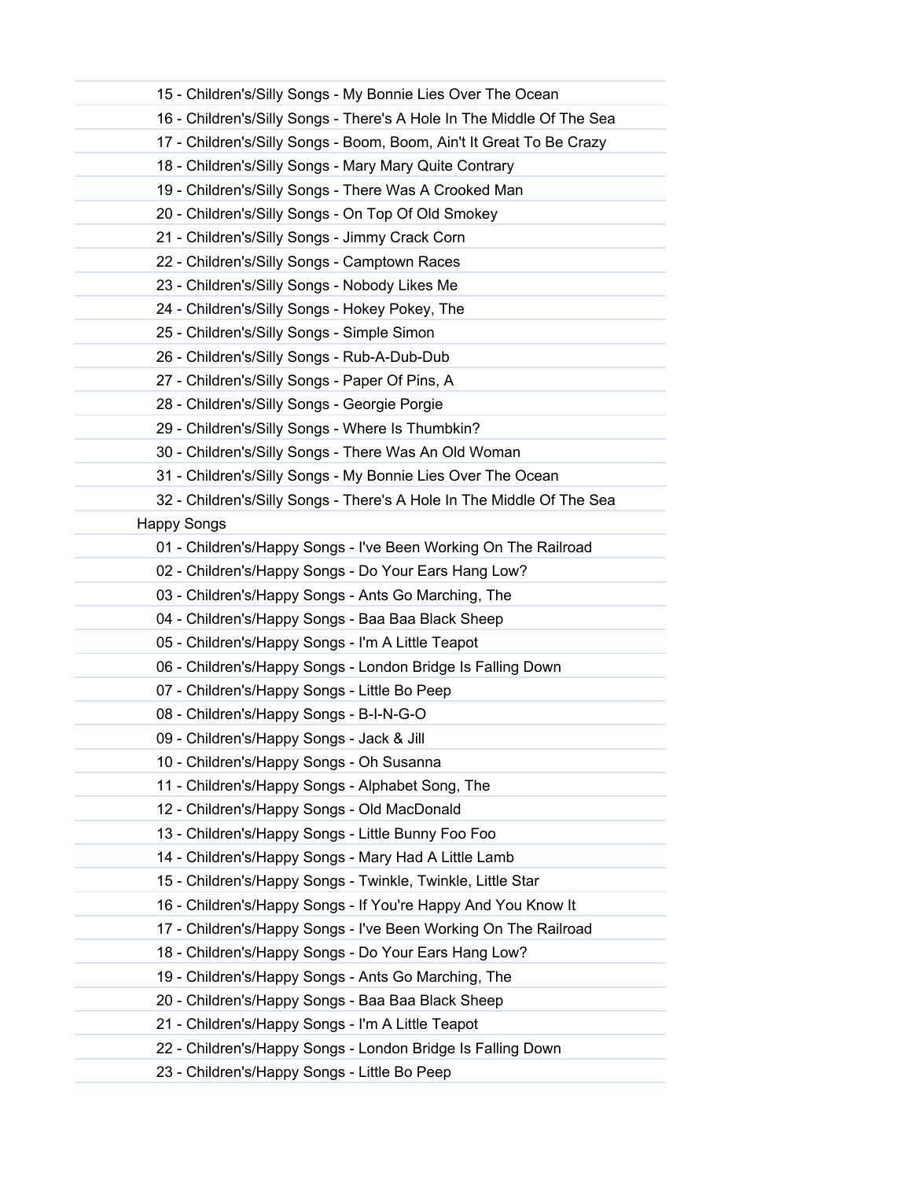15 - Children's/Silly Songs - My Bonnie Lies Over The Ocean

16 - Children's/Silly Songs - There's A Hole In The Middle Of The Sea

17 - Children's/Silly Songs - Boom, Boom, Ain't It Great To Be Crazy

18 - Children's/Silly Songs - Mary Mary Quite Contrary

19 - Children's/Silly Songs - There Was A Crooked Man

20 - Children's/Silly Songs - On Top Of Old Smokey

21 - Children's/Silly Songs - Jimmy Crack Corn

22 - Children's/Silly Songs - Camptown Races

23 - Children's/Silly Songs - Nobody Likes Me

24 - Children's/Silly Songs - Hokey Pokey, The

25 - Children's/Silly Songs - Simple Simon

26 - Children's/Silly Songs - Rub-A-Dub-Dub

27 - Children's/Silly Songs - Paper Of Pins, A

28 - Children's/Silly Songs - Georgie Porgie

29 - Children's/Silly Songs - Where Is Thumbkin?

30 - Children's/Silly Songs - There Was An Old Woman

31 - Children's/Silly Songs - My Bonnie Lies Over The Ocean

32 - Children's/Silly Songs - There's A Hole In The Middle Of The Sea

Happy Songs

01 - Children's/Happy Songs - I've Been Working On The Railroad

02 - Children's/Happy Songs - Do Your Ears Hang Low?

03 - Children's/Happy Songs - Ants Go Marching, The

04 - Children's/Happy Songs - Baa Baa Black Sheep

05 - Children's/Happy Songs - I'm A Little Teapot

06 - Children's/Happy Songs - London Bridge Is Falling Down

07 - Children's/Happy Songs - Little Bo Peep

08 - Children's/Happy Songs - B-I-N-G-O

09 - Children's/Happy Songs - Jack & Jill

10 - Children's/Happy Songs - Oh Susanna

11 - Children's/Happy Songs - Alphabet Song, The

12 - Children's/Happy Songs - Old MacDonald

13 - Children's/Happy Songs - Little Bunny Foo Foo

14 - Children's/Happy Songs - Mary Had A Little Lamb

15 - Children's/Happy Songs - Twinkle, Twinkle, Little Star

16 - Children's/Happy Songs - If You're Happy And You Know It

17 - Children's/Happy Songs - I've Been Working On The Railroad

18 - Children's/Happy Songs - Do Your Ears Hang Low?

19 - Children's/Happy Songs - Ants Go Marching, The

20 - Children's/Happy Songs - Baa Baa Black Sheep

21 - Children's/Happy Songs - I'm A Little Teapot

22 - Children's/Happy Songs - London Bridge Is Falling Down

23 - Children's/Happy Songs - Little Bo Peep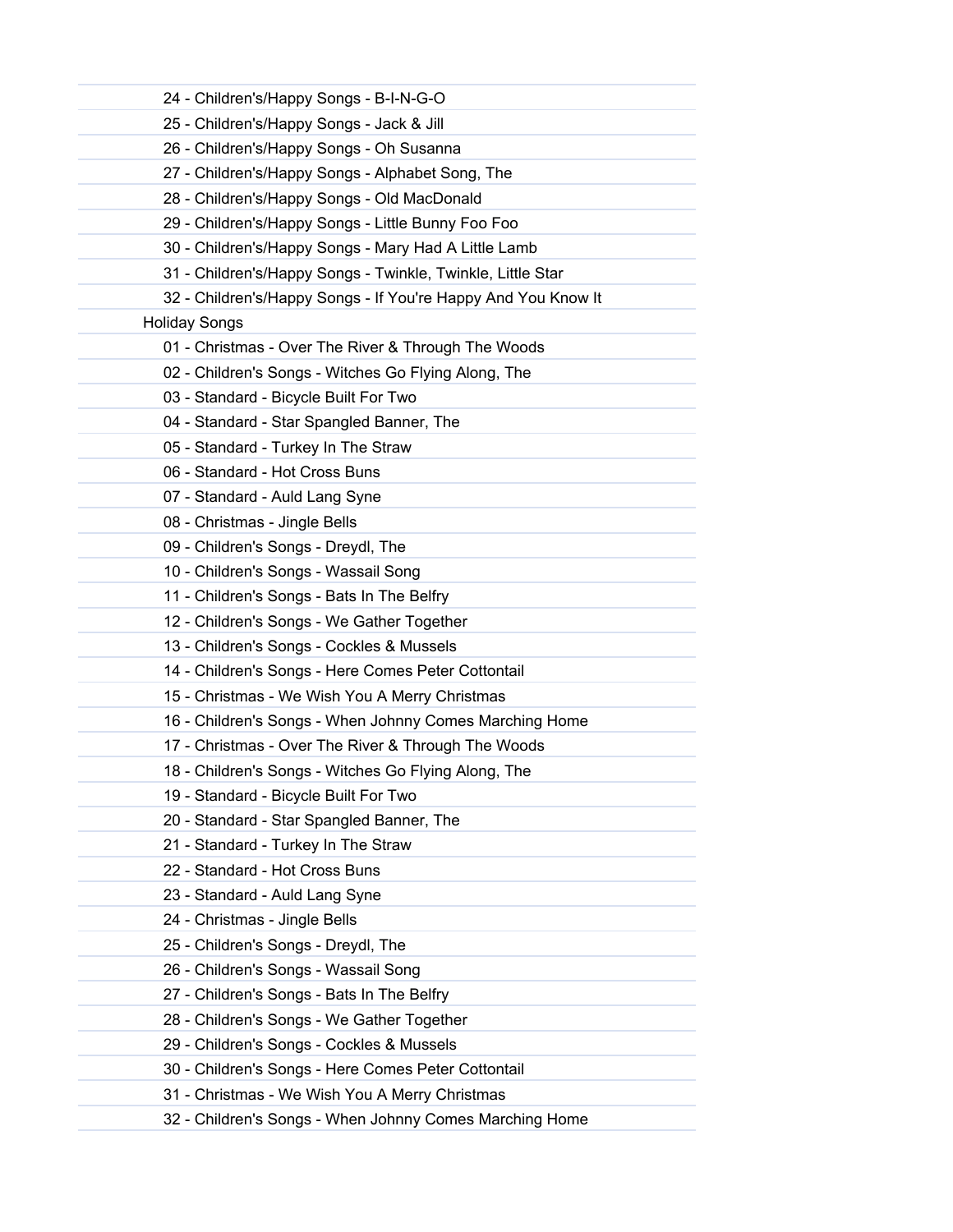24 - Children's/Happy Songs - B-I-N-G-O

25 - Children's/Happy Songs - Jack & Jill

26 - Children's/Happy Songs - Oh Susanna

27 - Children's/Happy Songs - Alphabet Song, The

28 - Children's/Happy Songs - Old MacDonald

29 - Children's/Happy Songs - Little Bunny Foo Foo

30 - Children's/Happy Songs - Mary Had A Little Lamb

31 - Children's/Happy Songs - Twinkle, Twinkle, Little Star

32 - Children's/Happy Songs - If You're Happy And You Know It

Holiday Songs

01 - Christmas - Over The River & Through The Woods

02 - Children's Songs - Witches Go Flying Along, The

03 - Standard - Bicycle Built For Two

04 - Standard - Star Spangled Banner, The

05 - Standard - Turkey In The Straw

06 - Standard - Hot Cross Buns

07 - Standard - Auld Lang Syne

08 - Christmas - Jingle Bells

09 - Children's Songs - Dreydl, The

10 - Children's Songs - Wassail Song

11 - Children's Songs - Bats In The Belfry

12 - Children's Songs - We Gather Together

13 - Children's Songs - Cockles & Mussels

14 - Children's Songs - Here Comes Peter Cottontail

15 - Christmas - We Wish You A Merry Christmas

16 - Children's Songs - When Johnny Comes Marching Home

17 - Christmas - Over The River & Through The Woods

18 - Children's Songs - Witches Go Flying Along, The

19 - Standard - Bicycle Built For Two

20 - Standard - Star Spangled Banner, The

21 - Standard - Turkey In The Straw

22 - Standard - Hot Cross Buns

23 - Standard - Auld Lang Syne

24 - Christmas - Jingle Bells

25 - Children's Songs - Dreydl, The

26 - Children's Songs - Wassail Song

27 - Children's Songs - Bats In The Belfry

28 - Children's Songs - We Gather Together

29 - Children's Songs - Cockles & Mussels

30 - Children's Songs - Here Comes Peter Cottontail

31 - Christmas - We Wish You A Merry Christmas

32 - Children's Songs - When Johnny Comes Marching Home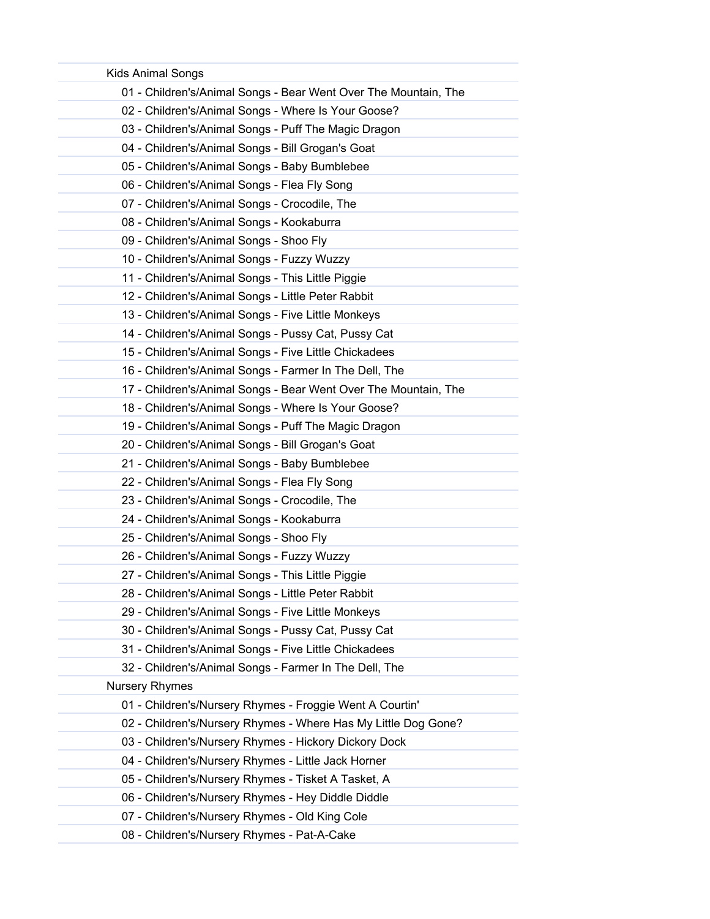## Kids Animal Songs

- 01 - Children's/Animal Songs - Bear Went Over The Mountain, The
- 02 - Children's/Animal Songs - Where Is Your Goose?
- 03 - Children's/Animal Songs - Puff The Magic Dragon
- 04 - Children's/Animal Songs - Bill Grogan's Goat
- 05 - Children's/Animal Songs - Baby Bumblebee
- 06 - Children's/Animal Songs - Flea Fly Song
- 07 - Children's/Animal Songs - Crocodile, The
- 08 - Children's/Animal Songs - Kookaburra
- 09 - Children's/Animal Songs - Shoo Fly
- 10 - Children's/Animal Songs - Fuzzy Wuzzy
- 11 - Children's/Animal Songs - This Little Piggie
- 12 - Children's/Animal Songs - Little Peter Rabbit
- 13 - Children's/Animal Songs - Five Little Monkeys
- 14 - Children's/Animal Songs - Pussy Cat, Pussy Cat
- 15 - Children's/Animal Songs - Five Little Chickadees
- 16 - Children's/Animal Songs - Farmer In The Dell, The
- 17 - Children's/Animal Songs - Bear Went Over The Mountain, The
- 18 - Children's/Animal Songs - Where Is Your Goose?
- 19 - Children's/Animal Songs - Puff The Magic Dragon
- 20 - Children's/Animal Songs - Bill Grogan's Goat
- 21 - Children's/Animal Songs - Baby Bumblebee
- 22 - Children's/Animal Songs - Flea Fly Song
- 23 - Children's/Animal Songs - Crocodile, The
- 24 - Children's/Animal Songs - Kookaburra
- 25 - Children's/Animal Songs - Shoo Fly
- 26 - Children's/Animal Songs - Fuzzy Wuzzy
- 27 - Children's/Animal Songs - This Little Piggie
- 28 - Children's/Animal Songs - Little Peter Rabbit
- 29 - Children's/Animal Songs - Five Little Monkeys
- 30 - Children's/Animal Songs - Pussy Cat, Pussy Cat
- 31 - Children's/Animal Songs - Five Little Chickadees
- 32 - Children's/Animal Songs - Farmer In The Dell, The

## Nursery Rhymes

- 01 - Children's/Nursery Rhymes - Froggie Went A Courtin'
- 02 - Children's/Nursery Rhymes - Where Has My Little Dog Gone?
- 03 - Children's/Nursery Rhymes - Hickory Dickory Dock
- 04 - Children's/Nursery Rhymes - Little Jack Horner
- 05 - Children's/Nursery Rhymes - Tisket A Tasket, A
- 06 - Children's/Nursery Rhymes - Hey Diddle Diddle
- 07 - Children's/Nursery Rhymes - Old King Cole
- 08 - Children's/Nursery Rhymes - Pat-A-Cake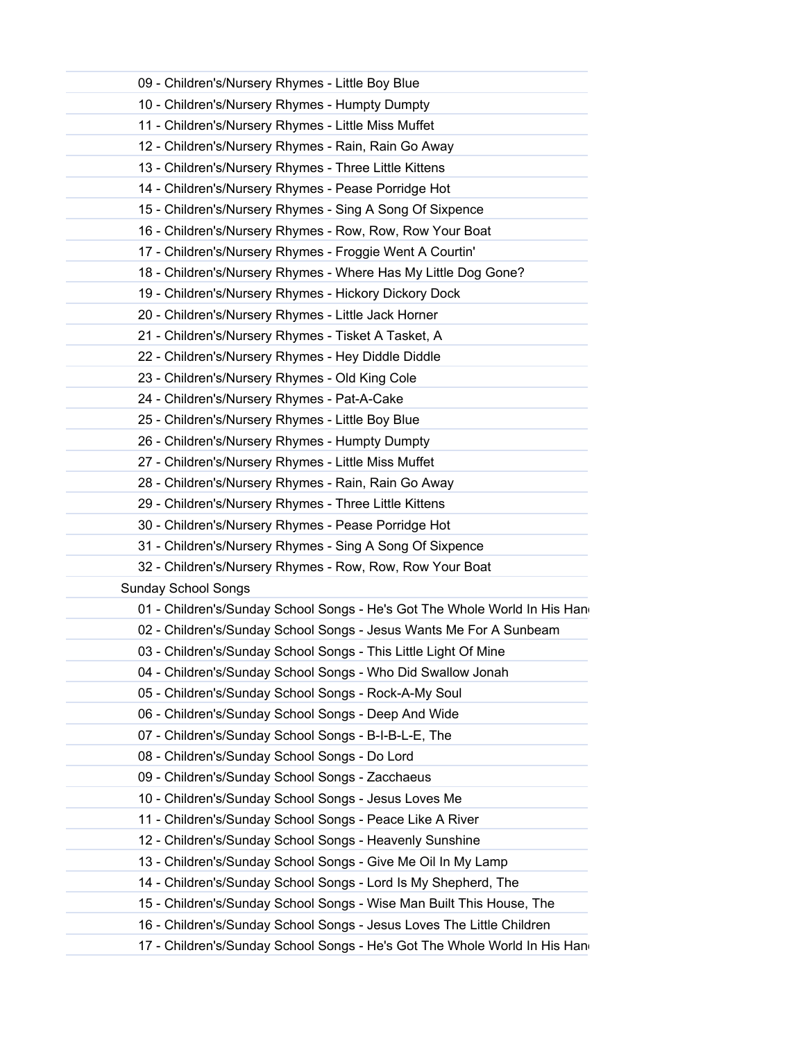09 - Children's/Nursery Rhymes - Little Boy Blue

10 - Children's/Nursery Rhymes - Humpty Dumpty

11 - Children's/Nursery Rhymes - Little Miss Muffet

12 - Children's/Nursery Rhymes - Rain, Rain Go Away

13 - Children's/Nursery Rhymes - Three Little Kittens

14 - Children's/Nursery Rhymes - Pease Porridge Hot

15 - Children's/Nursery Rhymes - Sing A Song Of Sixpence

16 - Children's/Nursery Rhymes - Row, Row, Row Your Boat

17 - Children's/Nursery Rhymes - Froggie Went A Courtin'

18 - Children's/Nursery Rhymes - Where Has My Little Dog Gone?

19 - Children's/Nursery Rhymes - Hickory Dickory Dock

20 - Children's/Nursery Rhymes - Little Jack Horner

21 - Children's/Nursery Rhymes - Tisket A Tasket, A

22 - Children's/Nursery Rhymes - Hey Diddle Diddle

23 - Children's/Nursery Rhymes - Old King Cole

24 - Children's/Nursery Rhymes - Pat-A-Cake

25 - Children's/Nursery Rhymes - Little Boy Blue

26 - Children's/Nursery Rhymes - Humpty Dumpty

27 - Children's/Nursery Rhymes - Little Miss Muffet

28 - Children's/Nursery Rhymes - Rain, Rain Go Away

29 - Children's/Nursery Rhymes - Three Little Kittens

30 - Children's/Nursery Rhymes - Pease Porridge Hot

31 - Children's/Nursery Rhymes - Sing A Song Of Sixpence

32 - Children's/Nursery Rhymes - Row, Row, Row Your Boat

Sunday School Songs

01 - Children's/Sunday School Songs - He's Got The Whole World In His Han

02 - Children's/Sunday School Songs - Jesus Wants Me For A Sunbeam

03 - Children's/Sunday School Songs - This Little Light Of Mine

04 - Children's/Sunday School Songs - Who Did Swallow Jonah

05 - Children's/Sunday School Songs - Rock-A-My Soul

06 - Children's/Sunday School Songs - Deep And Wide

07 - Children's/Sunday School Songs - B-I-B-L-E, The

08 - Children's/Sunday School Songs - Do Lord

09 - Children's/Sunday School Songs - Zacchaeus

10 - Children's/Sunday School Songs - Jesus Loves Me

11 - Children's/Sunday School Songs - Peace Like A River

12 - Children's/Sunday School Songs - Heavenly Sunshine

13 - Children's/Sunday School Songs - Give Me Oil In My Lamp

14 - Children's/Sunday School Songs - Lord Is My Shepherd, The

15 - Children's/Sunday School Songs - Wise Man Built This House, The

16 - Children's/Sunday School Songs - Jesus Loves The Little Children

17 - Children's/Sunday School Songs - He's Got The Whole World In His Han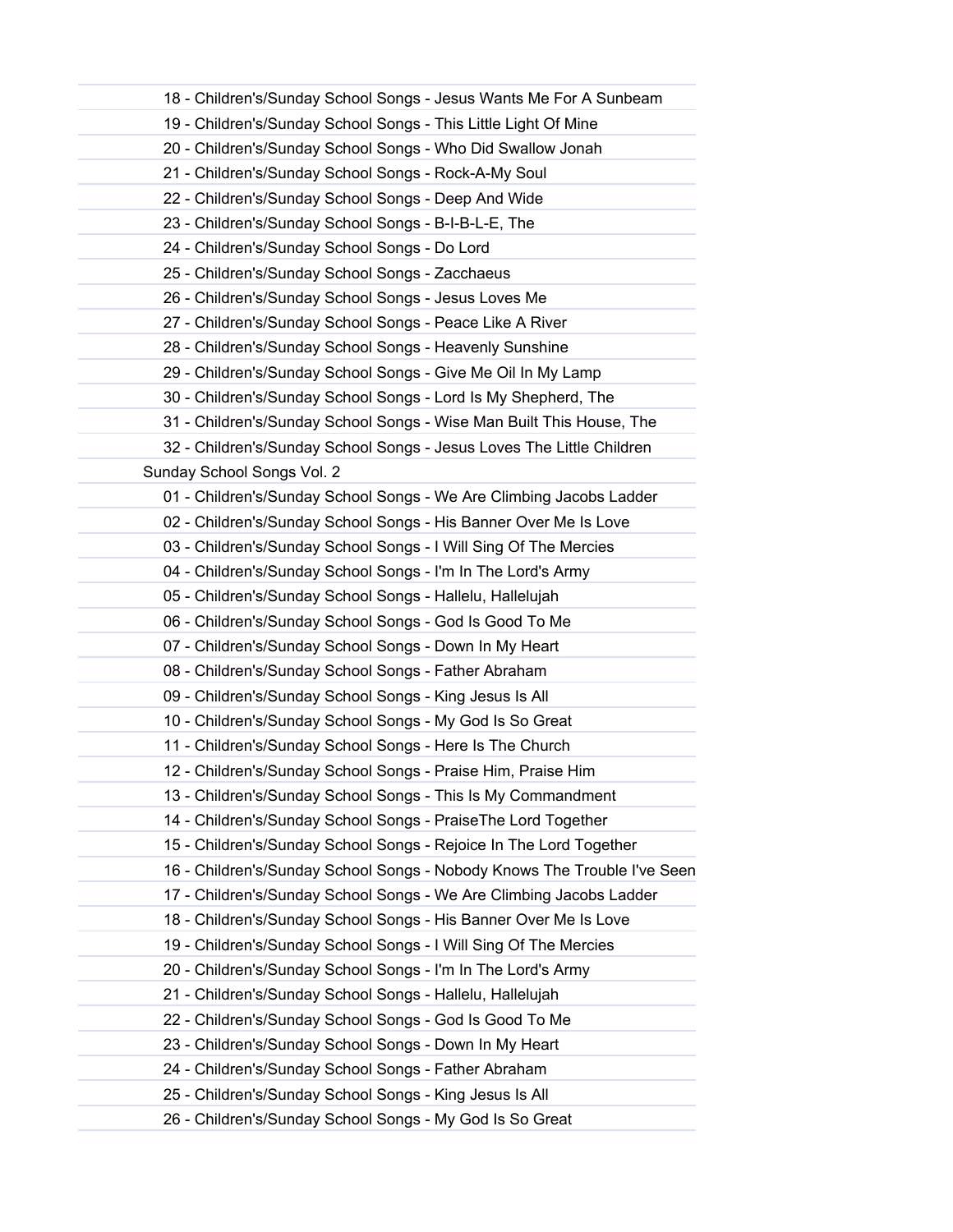18 - Children's/Sunday School Songs - Jesus Wants Me For A Sunbeam

19 - Children's/Sunday School Songs - This Little Light Of Mine

20 - Children's/Sunday School Songs - Who Did Swallow Jonah

21 - Children's/Sunday School Songs - Rock-A-My Soul

22 - Children's/Sunday School Songs - Deep And Wide

23 - Children's/Sunday School Songs - B-I-B-L-E, The

24 - Children's/Sunday School Songs - Do Lord

25 - Children's/Sunday School Songs - Zacchaeus

26 - Children's/Sunday School Songs - Jesus Loves Me

27 - Children's/Sunday School Songs - Peace Like A River

28 - Children's/Sunday School Songs - Heavenly Sunshine

29 - Children's/Sunday School Songs - Give Me Oil In My Lamp

30 - Children's/Sunday School Songs - Lord Is My Shepherd, The

31 - Children's/Sunday School Songs - Wise Man Built This House, The

32 - Children's/Sunday School Songs - Jesus Loves The Little Children

Sunday School Songs Vol. 2

01 - Children's/Sunday School Songs - We Are Climbing Jacobs Ladder

02 - Children's/Sunday School Songs - His Banner Over Me Is Love

03 - Children's/Sunday School Songs - I Will Sing Of The Mercies

04 - Children's/Sunday School Songs - I'm In The Lord's Army

05 - Children's/Sunday School Songs - Hallelu, Hallelujah

06 - Children's/Sunday School Songs - God Is Good To Me

07 - Children's/Sunday School Songs - Down In My Heart

08 - Children's/Sunday School Songs - Father Abraham

09 - Children's/Sunday School Songs - King Jesus Is All

10 - Children's/Sunday School Songs - My God Is So Great

11 - Children's/Sunday School Songs - Here Is The Church

12 - Children's/Sunday School Songs - Praise Him, Praise Him

13 - Children's/Sunday School Songs - This Is My Commandment

14 - Children's/Sunday School Songs - PraiseThe Lord Together

15 - Children's/Sunday School Songs - Rejoice In The Lord Together

16 - Children's/Sunday School Songs - Nobody Knows The Trouble I've Seen

17 - Children's/Sunday School Songs - We Are Climbing Jacobs Ladder

18 - Children's/Sunday School Songs - His Banner Over Me Is Love

19 - Children's/Sunday School Songs - I Will Sing Of The Mercies

20 - Children's/Sunday School Songs - I'm In The Lord's Army

21 - Children's/Sunday School Songs - Hallelu, Hallelujah

22 - Children's/Sunday School Songs - God Is Good To Me

23 - Children's/Sunday School Songs - Down In My Heart

24 - Children's/Sunday School Songs - Father Abraham

25 - Children's/Sunday School Songs - King Jesus Is All

26 - Children's/Sunday School Songs - My God Is So Great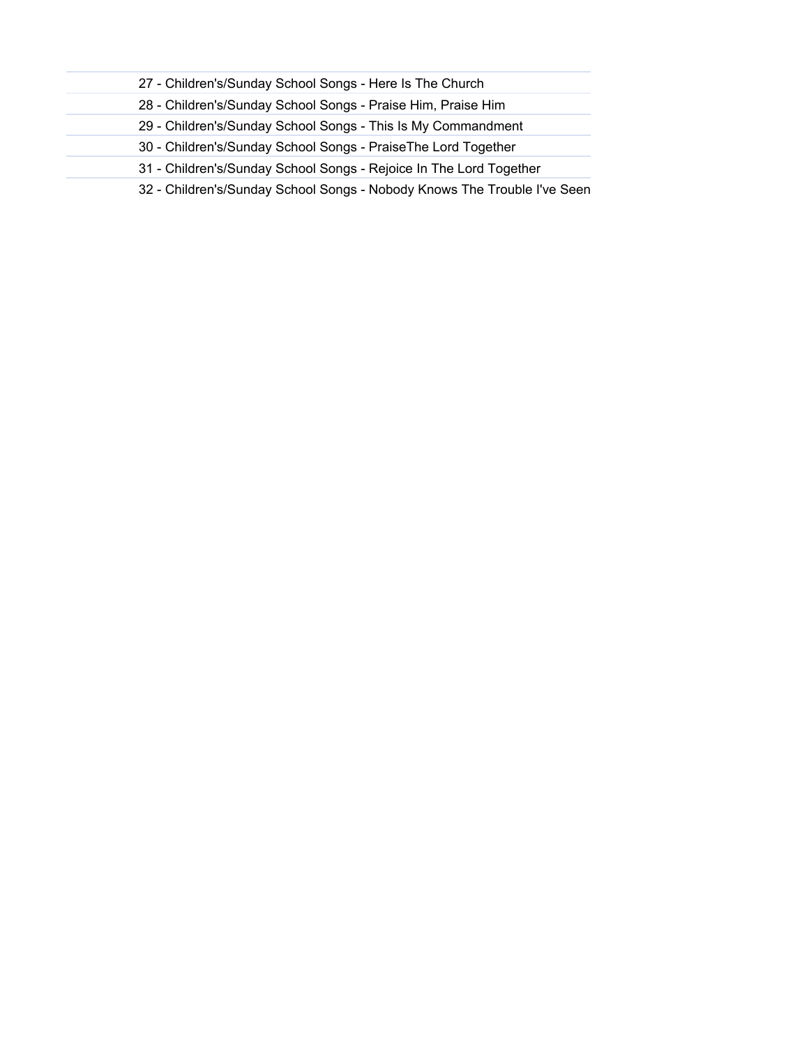27 - Children's/Sunday School Songs - Here Is The Church

28 - Children's/Sunday School Songs - Praise Him, Praise Him

29 - Children's/Sunday School Songs - This Is My Commandment

30 - Children's/Sunday School Songs - PraiseThe Lord Together

31 - Children's/Sunday School Songs - Rejoice In The Lord Together

32 - Children's/Sunday School Songs - Nobody Knows The Trouble I've Seen